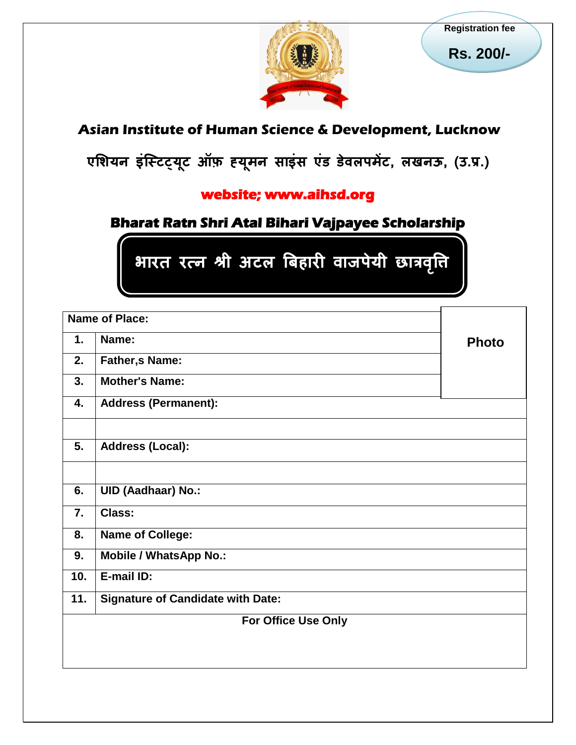Registration fee

**Rs. 200/-**

# Asian Institute of Human Science & Development, Lucknow

## एशियन इंस्टिट्यूट ऑफ़ ह्यूमन साइंस एंड डेवलपमेंट, लखनऊ, (उ.प्र.)

**website; www.aihsd.org**

## Bharat Ratn Shri Atal Bihari Vajpayee Scholarship

## भारत रत्न श्री अटल बिहारी वाजपेयी छात्रवृत्ति

| Name of Place: | | Photo |
|---|---|---|
| **1.** | **Name:** | |
| **2.** | **Father,s Name:** | |
| **3.** | **Mother's Name:** | |
| **4.** | **Address (Permanent):** | |
| | | |
| **5.** | **Address (Local):** | |
| | | |
| **6.** | **UID (Aadhaar) No.:** | |
| **7.** | **Class:** | |
| **8.** | **Name of College:** | |
| **9.** | **Mobile / WhatsApp No.:** | |
| **10.** | **E-mail ID:** | |
| **11.** | **Signature of Candidate with Date:** | |

**For Office Use Only**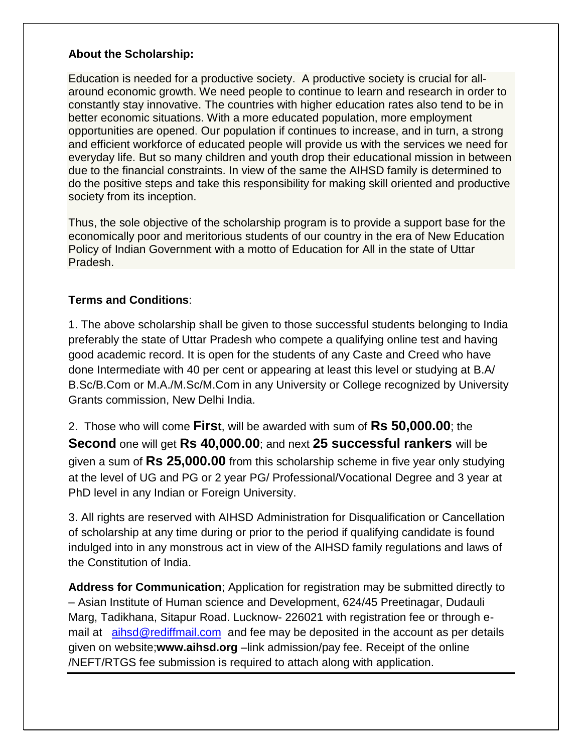**About the Scholarship:**

Education is needed for a productive society. A productive society is crucial for all-around economic growth. We need people to continue to learn and research in order to constantly stay innovative. The countries with higher education rates also tend to be in better economic situations. With a more educated population, more employment opportunities are opened. Our population if continues to increase, and in turn, a strong and efficient workforce of educated people will provide us with the services we need for everyday life. But so many children and youth drop their educational mission in between due to the financial constraints. In view of the same the AIHSD family is determined to do the positive steps and take this responsibility for making skill oriented and productive society from its inception.

Thus, the sole objective of the scholarship program is to provide a support base for the economically poor and meritorious students of our country in the era of New Education Policy of Indian Government with a motto of Education for All in the state of Uttar Pradesh.

**Terms and Conditions**:

1. The above scholarship shall be given to those successful students belonging to India preferably the state of Uttar Pradesh who compete a qualifying online test and having good academic record. It is open for the students of any Caste and Creed who have done Intermediate with 40 per cent or appearing at least this level or studying at B.A/ B.Sc/B.Com or M.A./M.Sc/M.Com in any University or College recognized by University Grants commission, New Delhi India.

2. Those who will come **First**, will be awarded with sum of **Rs 50,000.00**; the **Second** one will get **Rs 40,000.00**; and next **25 successful rankers** will be given a sum of **Rs 25,000.00** from this scholarship scheme in five year only studying at the level of UG and PG or 2 year PG/ Professional/Vocational Degree and 3 year at PhD level in any Indian or Foreign University.

3. All rights are reserved with AIHSD Administration for Disqualification or Cancellation of scholarship at any time during or prior to the period if qualifying candidate is found indulged into in any monstrous act in view of the AIHSD family regulations and laws of the Constitution of India.

**Address for Communication**; Application for registration may be submitted directly to – Asian Institute of Human science and Development, 624/45 Preetinagar, Dudauli Marg, Tadikhana, Sitapur Road. Lucknow- 226021 with registration fee or through e-mail at aihsd@rediffmail.com and fee may be deposited in the account as per details given on website;**www.aihsd.org** –link admission/pay fee. Receipt of the online /NEFT/RTGS fee submission is required to attach along with application.